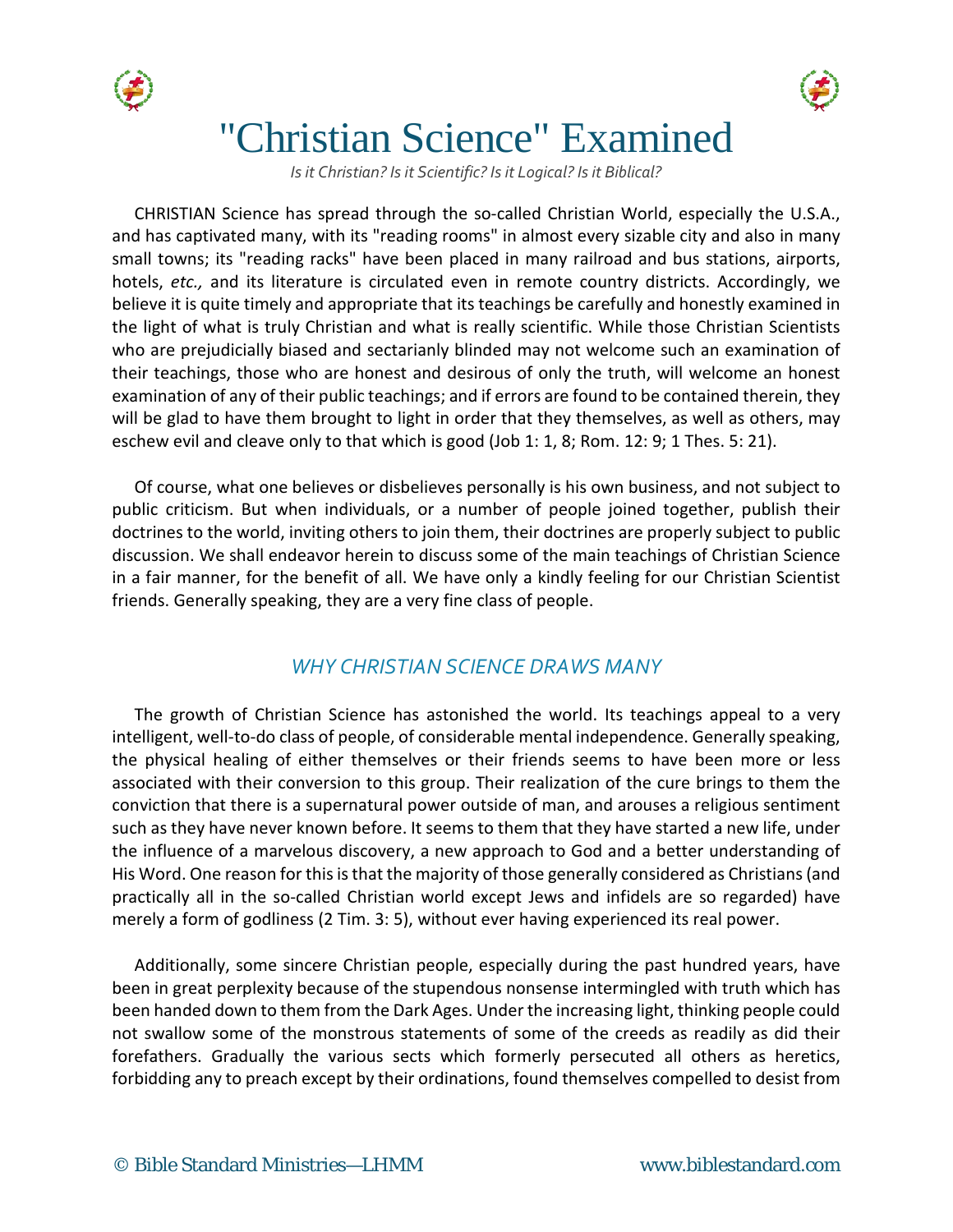# "Christian Science" Examined

*Is it Christian? Is it Scientific? Is it Logical? Is it Biblical?*

CHRISTIAN Science has spread through the so-called Christian World, especially the U.S.A., and has captivated many, with its "reading rooms" in almost every sizable city and also in many small towns; its "reading racks" have been placed in many railroad and bus stations, airports, hotels, *etc.,* and its literature is circulated even in remote country districts. Accordingly, we believe it is quite timely and appropriate that its teachings be carefully and honestly examined in the light of what is truly Christian and what is really scientific. While those Christian Scientists who are prejudicially biased and sectarianly blinded may not welcome such an examination of their teachings, those who are honest and desirous of only the truth, will welcome an honest examination of any of their public teachings; and if errors are found to be contained therein, they will be glad to have them brought to light in order that they themselves, as well as others, may eschew evil and cleave only to that which is good (Job 1: 1, 8; Rom. 12: 9; 1 Thes. 5: 21).

Of course, what one believes or disbelieves personally is his own business, and not subject to public criticism. But when individuals, or a number of people joined together, publish their doctrines to the world, inviting others to join them, their doctrines are properly subject to public discussion. We shall endeavor herein to discuss some of the main teachings of Christian Science in a fair manner, for the benefit of all. We have only a kindly feeling for our Christian Scientist friends. Generally speaking, they are a very fine class of people.

## *WHY CHRISTIAN SCIENCE DRAWS MANY*

The growth of Christian Science has astonished the world. Its teachings appeal to a very intelligent, well-to-do class of people, of considerable mental independence. Generally speaking, the physical healing of either themselves or their friends seems to have been more or less associated with their conversion to this group. Their realization of the cure brings to them the conviction that there is a supernatural power outside of man, and arouses a religious sentiment such as they have never known before. It seems to them that they have started a new life, under the influence of a marvelous discovery, a new approach to God and a better understanding of His Word. One reason for this is that the majority of those generally considered as Christians (and practically all in the so-called Christian world except Jews and infidels are so regarded) have merely a form of godliness (2 Tim. 3: 5), without ever having experienced its real power.

Additionally, some sincere Christian people, especially during the past hundred years, have been in great perplexity because of the stupendous nonsense intermingled with truth which has been handed down to them from the Dark Ages. Under the increasing light, thinking people could not swallow some of the monstrous statements of some of the creeds as readily as did their forefathers. Gradually the various sects which formerly persecuted all others as heretics, forbidding any to preach except by their ordinations, found themselves compelled to desist from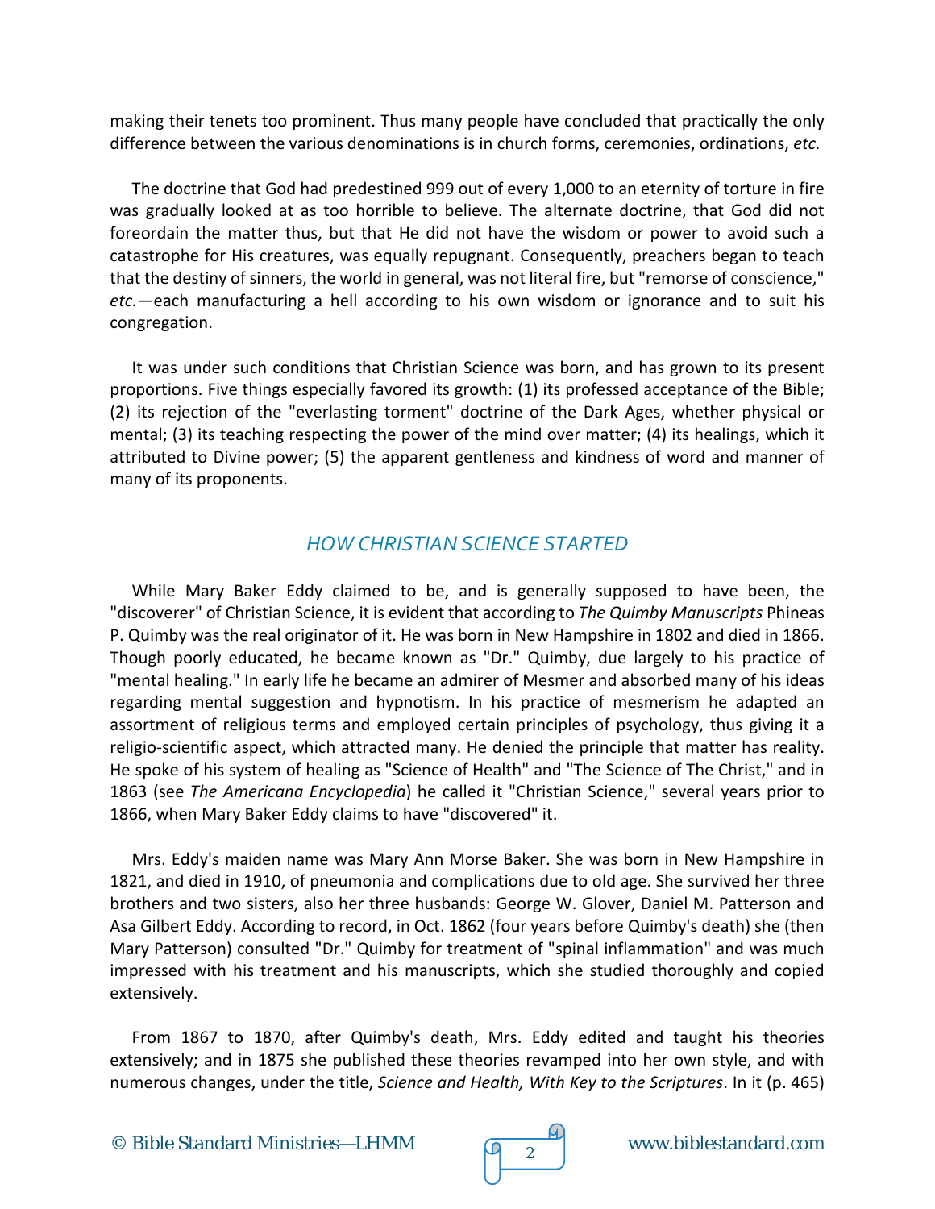making their tenets too prominent. Thus many people have concluded that practically the only difference between the various denominations is in church forms, ceremonies, ordinations, *etc.*

The doctrine that God had predestined 999 out of every 1,000 to an eternity of torture in fire was gradually looked at as too horrible to believe. The alternate doctrine, that God did not foreordain the matter thus, but that He did not have the wisdom or power to avoid such a catastrophe for His creatures, was equally repugnant. Consequently, preachers began to teach that the destiny of sinners, the world in general, was not literal fire, but "remorse of conscience," *etc.*—each manufacturing a hell according to his own wisdom or ignorance and to suit his congregation.

It was under such conditions that Christian Science was born, and has grown to its present proportions. Five things especially favored its growth: (1) its professed acceptance of the Bible; (2) its rejection of the "everlasting torment" doctrine of the Dark Ages, whether physical or mental; (3) its teaching respecting the power of the mind over matter; (4) its healings, which it attributed to Divine power; (5) the apparent gentleness and kindness of word and manner of many of its proponents.

## *HOW CHRISTIAN SCIENCE STARTED*

While Mary Baker Eddy claimed to be, and is generally supposed to have been, the "discoverer" of Christian Science, it is evident that according to *The Quimby Manuscripts* Phineas P. Quimby was the real originator of it. He was born in New Hampshire in 1802 and died in 1866. Though poorly educated, he became known as "Dr." Quimby, due largely to his practice of "mental healing." In early life he became an admirer of Mesmer and absorbed many of his ideas regarding mental suggestion and hypnotism. In his practice of mesmerism he adapted an assortment of religious terms and employed certain principles of psychology, thus giving it a religio-scientific aspect, which attracted many. He denied the principle that matter has reality. He spoke of his system of healing as "Science of Health" and "The Science of The Christ," and in 1863 (see *The Americana Encyclopedia*) he called it "Christian Science," several years prior to 1866, when Mary Baker Eddy claims to have "discovered" it.

Mrs. Eddy's maiden name was Mary Ann Morse Baker. She was born in New Hampshire in 1821, and died in 1910, of pneumonia and complications due to old age. She survived her three brothers and two sisters, also her three husbands: George W. Glover, Daniel M. Patterson and Asa Gilbert Eddy. According to record, in Oct. 1862 (four years before Quimby's death) she (then Mary Patterson) consulted "Dr." Quimby for treatment of "spinal inflammation" and was much impressed with his treatment and his manuscripts, which she studied thoroughly and copied extensively.

From 1867 to 1870, after Quimby's death, Mrs. Eddy edited and taught his theories extensively; and in 1875 she published these theories revamped into her own style, and with numerous changes, under the title, *Science and Health, With Key to the Scriptures*. In it (p. 465)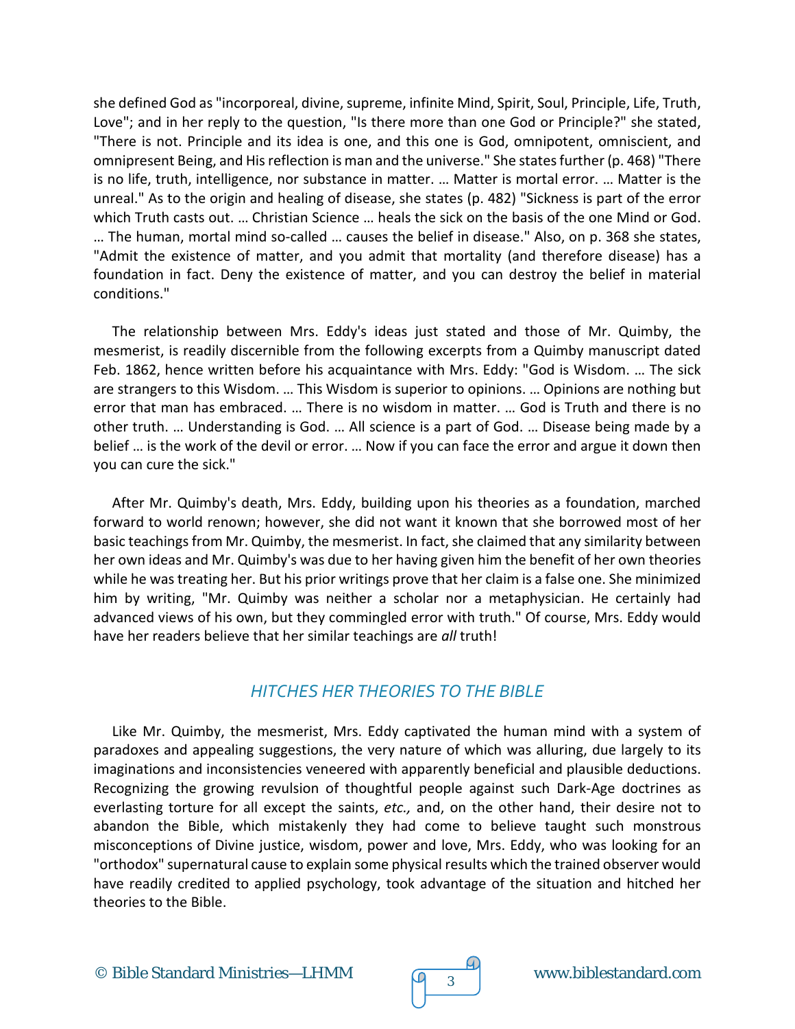she defined God as "incorporeal, divine, supreme, infinite Mind, Spirit, Soul, Principle, Life, Truth, Love"; and in her reply to the question, "Is there more than one God or Principle?" she stated, "There is not. Principle and its idea is one, and this one is God, omnipotent, omniscient, and omnipresent Being, and His reflection is man and the universe." She states further (p. 468) "There is no life, truth, intelligence, nor substance in matter. … Matter is mortal error. … Matter is the unreal." As to the origin and healing of disease, she states (p. 482) "Sickness is part of the error which Truth casts out. … Christian Science … heals the sick on the basis of the one Mind or God. … The human, mortal mind so-called … causes the belief in disease." Also, on p. 368 she states, "Admit the existence of matter, and you admit that mortality (and therefore disease) has a foundation in fact. Deny the existence of matter, and you can destroy the belief in material conditions."

The relationship between Mrs. Eddy's ideas just stated and those of Mr. Quimby, the mesmerist, is readily discernible from the following excerpts from a Quimby manuscript dated Feb. 1862, hence written before his acquaintance with Mrs. Eddy: "God is Wisdom. … The sick are strangers to this Wisdom. … This Wisdom is superior to opinions. … Opinions are nothing but error that man has embraced. … There is no wisdom in matter. … God is Truth and there is no other truth. … Understanding is God. … All science is a part of God. … Disease being made by a belief … is the work of the devil or error. … Now if you can face the error and argue it down then you can cure the sick."

After Mr. Quimby's death, Mrs. Eddy, building upon his theories as a foundation, marched forward to world renown; however, she did not want it known that she borrowed most of her basic teachings from Mr. Quimby, the mesmerist. In fact, she claimed that any similarity between her own ideas and Mr. Quimby's was due to her having given him the benefit of her own theories while he was treating her. But his prior writings prove that her claim is a false one. She minimized him by writing, "Mr. Quimby was neither a scholar nor a metaphysician. He certainly had advanced views of his own, but they commingled error with truth." Of course, Mrs. Eddy would have her readers believe that her similar teachings are *all* truth!

## *HITCHES HER THEORIES TO THE BIBLE*

Like Mr. Quimby, the mesmerist, Mrs. Eddy captivated the human mind with a system of paradoxes and appealing suggestions, the very nature of which was alluring, due largely to its imaginations and inconsistencies veneered with apparently beneficial and plausible deductions. Recognizing the growing revulsion of thoughtful people against such Dark-Age doctrines as everlasting torture for all except the saints, *etc.,* and, on the other hand, their desire not to abandon the Bible, which mistakenly they had come to believe taught such monstrous misconceptions of Divine justice, wisdom, power and love, Mrs. Eddy, who was looking for an "orthodox" supernatural cause to explain some physical results which the trained observer would have readily credited to applied psychology, took advantage of the situation and hitched her theories to the Bible.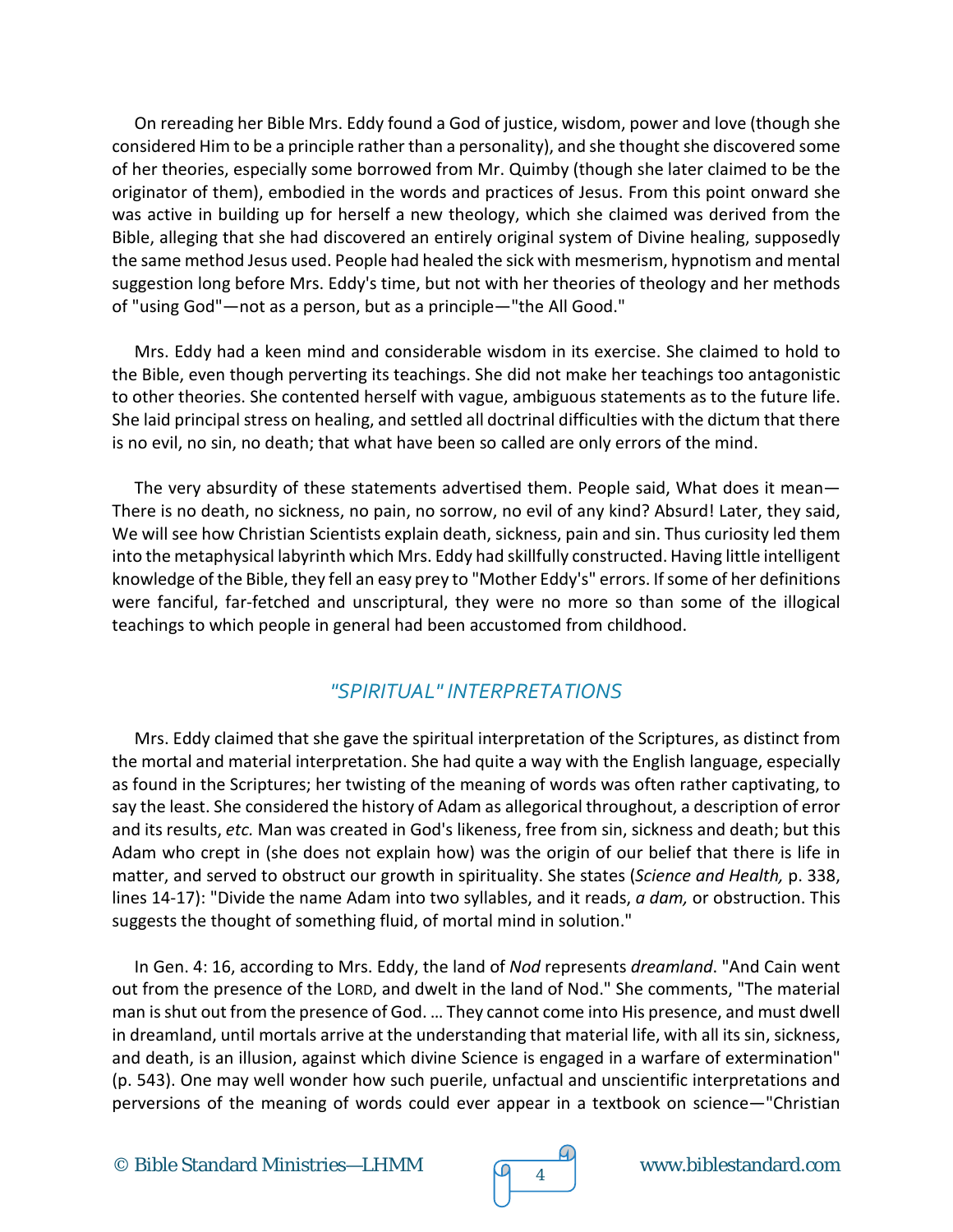On rereading her Bible Mrs. Eddy found a God of justice, wisdom, power and love (though she considered Him to be a principle rather than a personality), and she thought she discovered some of her theories, especially some borrowed from Mr. Quimby (though she later claimed to be the originator of them), embodied in the words and practices of Jesus. From this point onward she was active in building up for herself a new theology, which she claimed was derived from the Bible, alleging that she had discovered an entirely original system of Divine healing, supposedly the same method Jesus used. People had healed the sick with mesmerism, hypnotism and mental suggestion long before Mrs. Eddy's time, but not with her theories of theology and her methods of "using God"—not as a person, but as a principle—"the All Good."

Mrs. Eddy had a keen mind and considerable wisdom in its exercise. She claimed to hold to the Bible, even though perverting its teachings. She did not make her teachings too antagonistic to other theories. She contented herself with vague, ambiguous statements as to the future life. She laid principal stress on healing, and settled all doctrinal difficulties with the dictum that there is no evil, no sin, no death; that what have been so called are only errors of the mind.

The very absurdity of these statements advertised them. People said, What does it mean—There is no death, no sickness, no pain, no sorrow, no evil of any kind? Absurd! Later, they said, We will see how Christian Scientists explain death, sickness, pain and sin. Thus curiosity led them into the metaphysical labyrinth which Mrs. Eddy had skillfully constructed. Having little intelligent knowledge of the Bible, they fell an easy prey to "Mother Eddy's" errors. If some of her definitions were fanciful, far-fetched and unscriptural, they were no more so than some of the illogical teachings to which people in general had been accustomed from childhood.

## *"SPIRITUAL" INTERPRETATIONS*

Mrs. Eddy claimed that she gave the spiritual interpretation of the Scriptures, as distinct from the mortal and material interpretation. She had quite a way with the English language, especially as found in the Scriptures; her twisting of the meaning of words was often rather captivating, to say the least. She considered the history of Adam as allegorical throughout, a description of error and its results, *etc.* Man was created in God's likeness, free from sin, sickness and death; but this Adam who crept in (she does not explain how) was the origin of our belief that there is life in matter, and served to obstruct our growth in spirituality. She states (*Science and Health,* p. 338, lines 14-17): "Divide the name Adam into two syllables, and it reads, *a dam,* or obstruction. This suggests the thought of something fluid, of mortal mind in solution."

In Gen. 4: 16, according to Mrs. Eddy, the land of *Nod* represents *dreamland*. "And Cain went out from the presence of the LORD, and dwelt in the land of Nod." She comments, "The material man is shut out from the presence of God. … They cannot come into His presence, and must dwell in dreamland, until mortals arrive at the understanding that material life, with all its sin, sickness, and death, is an illusion, against which divine Science is engaged in a warfare of extermination" (p. 543). One may well wonder how such puerile, unfactual and unscientific interpretations and perversions of the meaning of words could ever appear in a textbook on science—"Christian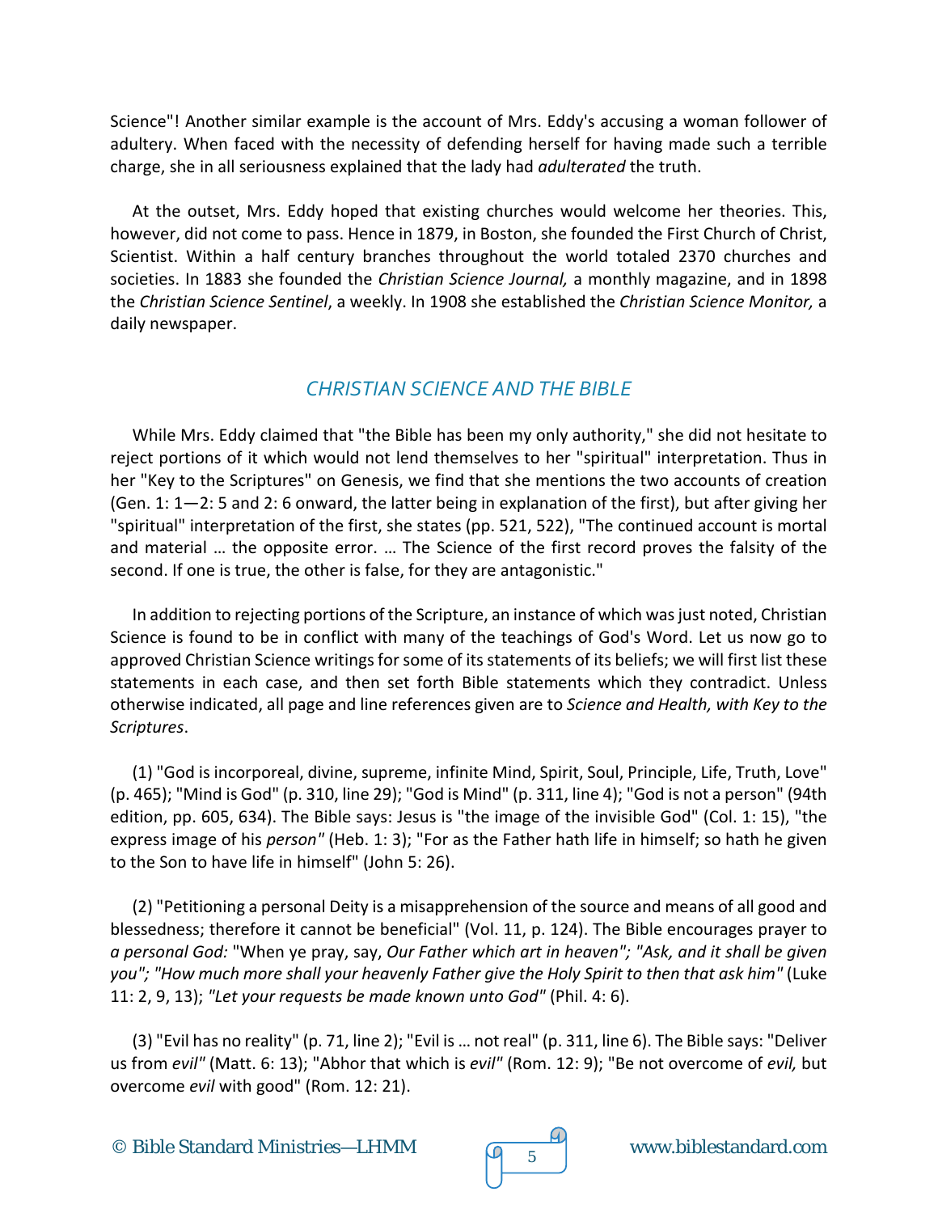Science"! Another similar example is the account of Mrs. Eddy's accusing a woman follower of adultery. When faced with the necessity of defending herself for having made such a terrible charge, she in all seriousness explained that the lady had *adulterated* the truth.

At the outset, Mrs. Eddy hoped that existing churches would welcome her theories. This, however, did not come to pass. Hence in 1879, in Boston, she founded the First Church of Christ, Scientist. Within a half century branches throughout the world totaled 2370 churches and societies. In 1883 she founded the *Christian Science Journal,* a monthly magazine, and in 1898 the *Christian Science Sentinel*, a weekly. In 1908 she established the *Christian Science Monitor,* a daily newspaper.

## CHRISTIAN SCIENCE AND THE BIBLE

While Mrs. Eddy claimed that "the Bible has been my only authority," she did not hesitate to reject portions of it which would not lend themselves to her "spiritual" interpretation. Thus in her "Key to the Scriptures" on Genesis, we find that she mentions the two accounts of creation (Gen. 1: 1—2: 5 and 2: 6 onward, the latter being in explanation of the first), but after giving her "spiritual" interpretation of the first, she states (pp. 521, 522), "The continued account is mortal and material … the opposite error. … The Science of the first record proves the falsity of the second. If one is true, the other is false, for they are antagonistic."

In addition to rejecting portions of the Scripture, an instance of which was just noted, Christian Science is found to be in conflict with many of the teachings of God's Word. Let us now go to approved Christian Science writings for some of its statements of its beliefs; we will first list these statements in each case, and then set forth Bible statements which they contradict. Unless otherwise indicated, all page and line references given are to *Science and Health, with Key to the Scriptures*.

(1) "God is incorporeal, divine, supreme, infinite Mind, Spirit, Soul, Principle, Life, Truth, Love" (p. 465); "Mind is God" (p. 310, line 29); "God is Mind" (p. 311, line 4); "God is not a person" (94th edition, pp. 605, 634). The Bible says: Jesus is "the image of the invisible God" (Col. 1: 15), "the express image of his *person"* (Heb. 1: 3); "For as the Father hath life in himself; so hath he given to the Son to have life in himself" (John 5: 26).

(2) "Petitioning a personal Deity is a misapprehension of the source and means of all good and blessedness; therefore it cannot be beneficial" (Vol. 11, p. 124). The Bible encourages prayer to *a personal God:* "When ye pray, say, *Our Father which art in heaven"; "Ask, and it shall be given you"; "How much more shall your heavenly Father give the Holy Spirit to then that ask him"* (Luke 11: 2, 9, 13); *"Let your requests be made known unto God"* (Phil. 4: 6).

(3) "Evil has no reality" (p. 71, line 2); "Evil is … not real" (p. 311, line 6). The Bible says: "Deliver us from *evil"* (Matt. 6: 13); "Abhor that which is *evil"* (Rom. 12: 9); "Be not overcome of *evil,* but overcome *evil* with good" (Rom. 12: 21).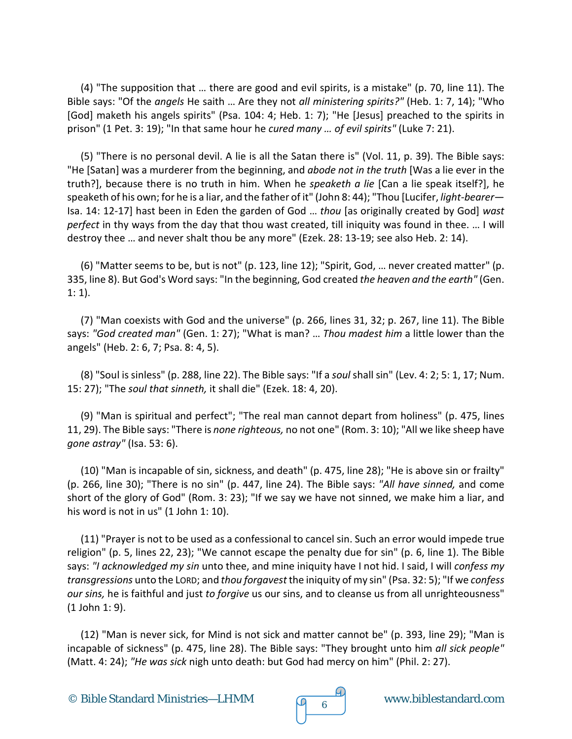(4) "The supposition that … there are good and evil spirits, is a mistake" (p. 70, line 11). The Bible says: "Of the *angels* He saith … Are they not *all ministering spirits?"* (Heb. 1: 7, 14); "Who [God] maketh his angels spirits" (Psa. 104: 4; Heb. 1: 7); "He [Jesus] preached to the spirits in prison" (1 Pet. 3: 19); "In that same hour he *cured many … of evil spirits"* (Luke 7: 21).

(5) "There is no personal devil. A lie is all the Satan there is" (Vol. 11, p. 39). The Bible says: "He [Satan] was a murderer from the beginning, and *abode not in the truth* [Was a lie ever in the truth?], because there is no truth in him. When he *speaketh a lie* [Can a lie speak itself?], he speaketh of his own; for he is a liar, and the father of it" (John 8: 44); "Thou [Lucifer, *light-bearer*—Isa. 14: 12-17] hast been in Eden the garden of God … *thou* [as originally created by God] *wast perfect* in thy ways from the day that thou wast created, till iniquity was found in thee. … I will destroy thee … and never shalt thou be any more" (Ezek. 28: 13-19; see also Heb. 2: 14).

(6) "Matter seems to be, but is not" (p. 123, line 12); "Spirit, God, … never created matter" (p. 335, line 8). But God's Word says: "In the beginning, God created *the heaven and the earth"* (Gen. 1: 1).

(7) "Man coexists with God and the universe" (p. 266, lines 31, 32; p. 267, line 11). The Bible says: *"God created man"* (Gen. 1: 27); "What is man? … *Thou madest him* a little lower than the angels" (Heb. 2: 6, 7; Psa. 8: 4, 5).

(8) "Soul is sinless" (p. 288, line 22). The Bible says: "If a *soul* shall sin" (Lev. 4: 2; 5: 1, 17; Num. 15: 27); "The *soul that sinneth,* it shall die" (Ezek. 18: 4, 20).

(9) "Man is spiritual and perfect"; "The real man cannot depart from holiness" (p. 475, lines 11, 29). The Bible says: "There is *none righteous,* no not one" (Rom. 3: 10); "All we like sheep have *gone astray"* (Isa. 53: 6).

(10) "Man is incapable of sin, sickness, and death" (p. 475, line 28); "He is above sin or frailty" (p. 266, line 30); "There is no sin" (p. 447, line 24). The Bible says: *"All have sinned,* and come short of the glory of God" (Rom. 3: 23); "If we say we have not sinned, we make him a liar, and his word is not in us" (1 John 1: 10).

(11) "Prayer is not to be used as a confessional to cancel sin. Such an error would impede true religion" (p. 5, lines 22, 23); "We cannot escape the penalty due for sin" (p. 6, line 1). The Bible says: *"I acknowledged my sin* unto thee, and mine iniquity have I not hid. I said, I will *confess my transgressions* unto the LORD; and *thou forgavest* the iniquity of my sin" (Psa. 32: 5); "If we *confess our sins,* he is faithful and just *to forgive* us our sins, and to cleanse us from all unrighteousness" (1 John 1: 9).

(12) "Man is never sick, for Mind is not sick and matter cannot be" (p. 393, line 29); "Man is incapable of sickness" (p. 475, line 28). The Bible says: "They brought unto him *all sick people"* (Matt. 4: 24); *"He was sick* nigh unto death: but God had mercy on him" (Phil. 2: 27).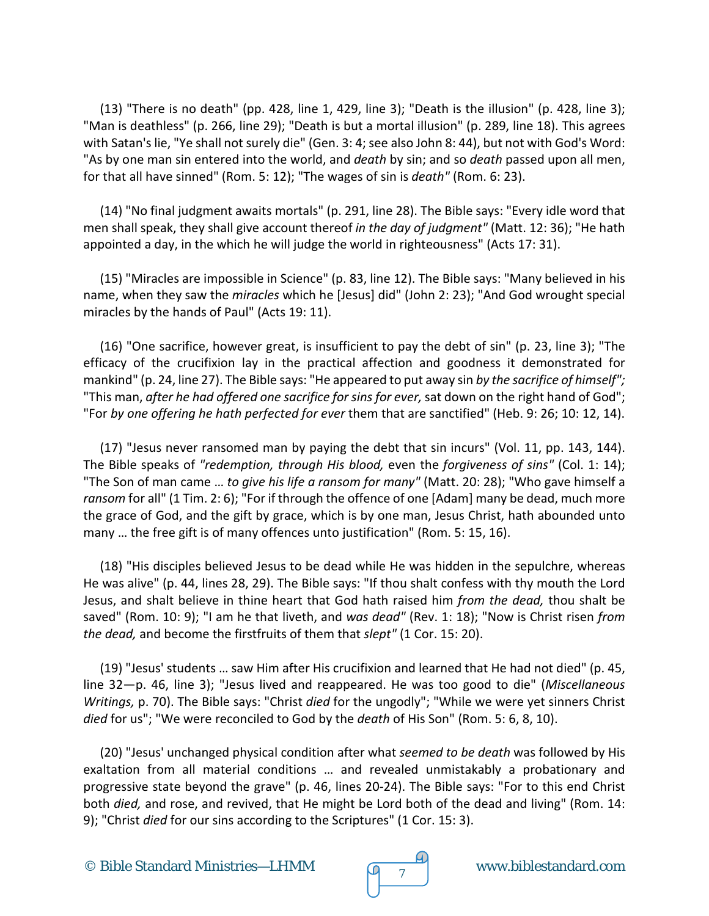(13) "There is no death" (pp. 428, line 1, 429, line 3); "Death is the illusion" (p. 428, line 3); "Man is deathless" (p. 266, line 29); "Death is but a mortal illusion" (p. 289, line 18). This agrees with Satan's lie, "Ye shall not surely die" (Gen. 3: 4; see also John 8: 44), but not with God's Word: "As by one man sin entered into the world, and *death* by sin; and so *death* passed upon all men, for that all have sinned" (Rom. 5: 12); "The wages of sin is *death"* (Rom. 6: 23).

(14) "No final judgment awaits mortals" (p. 291, line 28). The Bible says: "Every idle word that men shall speak, they shall give account thereof *in the day of judgment"* (Matt. 12: 36); "He hath appointed a day, in the which he will judge the world in righteousness" (Acts 17: 31).

(15) "Miracles are impossible in Science" (p. 83, line 12). The Bible says: "Many believed in his name, when they saw the *miracles* which he [Jesus] did" (John 2: 23); "And God wrought special miracles by the hands of Paul" (Acts 19: 11).

(16) "One sacrifice, however great, is insufficient to pay the debt of sin" (p. 23, line 3); "The efficacy of the crucifixion lay in the practical affection and goodness it demonstrated for mankind" (p. 24, line 27). The Bible says: "He appeared to put away sin *by the sacrifice of himself";* "This man, *after he had offered one sacrifice for sins for ever,* sat down on the right hand of God"; "For *by one offering he hath perfected for ever* them that are sanctified" (Heb. 9: 26; 10: 12, 14).

(17) "Jesus never ransomed man by paying the debt that sin incurs" (Vol. 11, pp. 143, 144). The Bible speaks of *"redemption, through His blood,* even the *forgiveness of sins"* (Col. 1: 14); "The Son of man came … *to give his life a ransom for many"* (Matt. 20: 28); "Who gave himself a *ransom* for all" (1 Tim. 2: 6); "For if through the offence of one [Adam] many be dead, much more the grace of God, and the gift by grace, which is by one man, Jesus Christ, hath abounded unto many … the free gift is of many offences unto justification" (Rom. 5: 15, 16).

(18) "His disciples believed Jesus to be dead while He was hidden in the sepulchre, whereas He was alive" (p. 44, lines 28, 29). The Bible says: "If thou shalt confess with thy mouth the Lord Jesus, and shalt believe in thine heart that God hath raised him *from the dead,* thou shalt be saved" (Rom. 10: 9); "I am he that liveth, and *was dead"* (Rev. 1: 18); "Now is Christ risen *from the dead,* and become the firstfruits of them that *slept"* (1 Cor. 15: 20).

(19) "Jesus' students … saw Him after His crucifixion and learned that He had not died" (p. 45, line 32—p. 46, line 3); "Jesus lived and reappeared. He was too good to die" (*Miscellaneous Writings,* p. 70). The Bible says: "Christ *died* for the ungodly"; "While we were yet sinners Christ *died* for us"; "We were reconciled to God by the *death* of His Son" (Rom. 5: 6, 8, 10).

(20) "Jesus' unchanged physical condition after what *seemed to be death* was followed by His exaltation from all material conditions … and revealed unmistakably a probationary and progressive state beyond the grave" (p. 46, lines 20-24). The Bible says: "For to this end Christ both *died,* and rose, and revived, that He might be Lord both of the dead and living" (Rom. 14: 9); "Christ *died* for our sins according to the Scriptures" (1 Cor. 15: 3).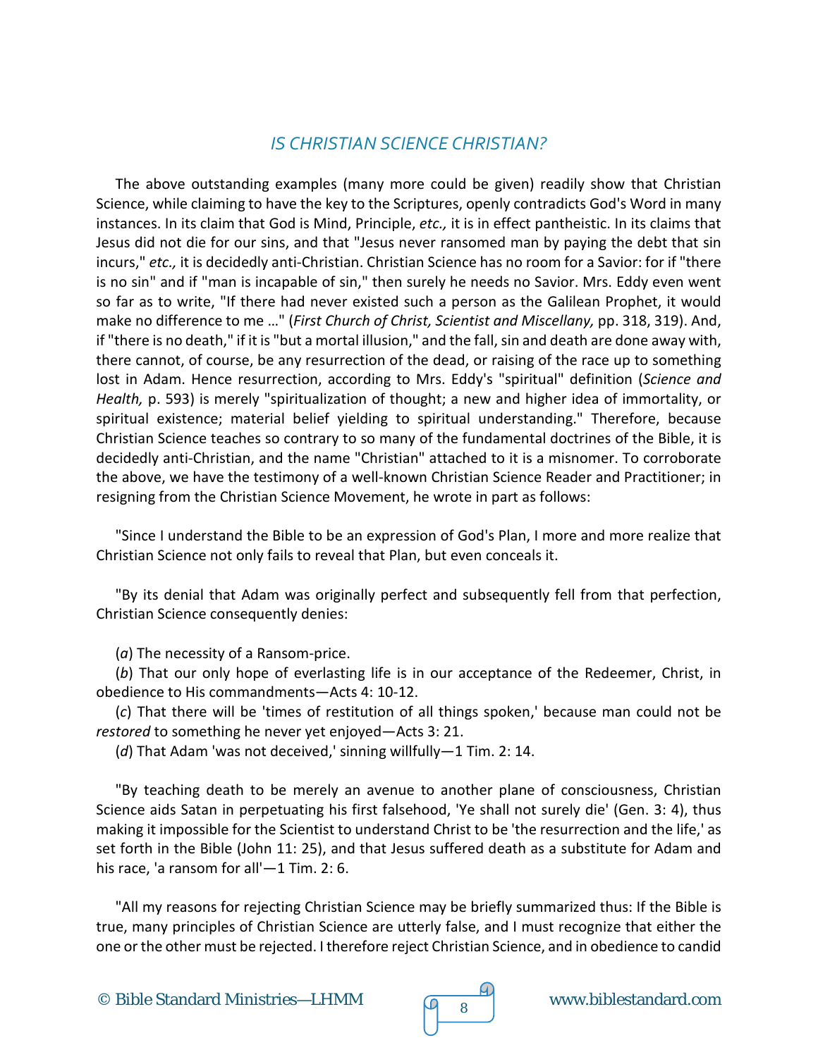The above outstanding examples (many more could be given) readily show that Christian Science, while claiming to have the key to the Scriptures, openly contradicts God's Word in many instances. In its claim that God is Mind, Principle, *etc.,* it is in effect pantheistic. In its claims that Jesus did not die for our sins, and that "Jesus never ransomed man by paying the debt that sin incurs," *etc.,* it is decidedly anti-Christian. Christian Science has no room for a Savior: for if "there is no sin" and if "man is incapable of sin," then surely he needs no Savior. Mrs. Eddy even went so far as to write, "If there had never existed such a person as the Galilean Prophet, it would make no difference to me …" (*First Church of Christ, Scientist and Miscellany,* pp. 318, 319). And, if "there is no death," if it is "but a mortal illusion," and the fall, sin and death are done away with, there cannot, of course, be any resurrection of the dead, or raising of the race up to something lost in Adam. Hence resurrection, according to Mrs. Eddy's "spiritual" definition (*Science and Health,* p. 593) is merely "spiritualization of thought; a new and higher idea of immortality, or spiritual existence; material belief yielding to spiritual understanding." Therefore, because Christian Science teaches so contrary to so many of the fundamental doctrines of the Bible, it is decidedly anti-Christian, and the name "Christian" attached to it is a misnomer. To corroborate the above, we have the testimony of a well-known Christian Science Reader and Practitioner; in resigning from the Christian Science Movement, he wrote in part as follows:

"Since I understand the Bible to be an expression of God's Plan, I more and more realize that Christian Science not only fails to reveal that Plan, but even conceals it.

"By its denial that Adam was originally perfect and subsequently fell from that perfection, Christian Science consequently denies:

(*a*) The necessity of a Ransom-price.

(*b*) That our only hope of everlasting life is in our acceptance of the Redeemer, Christ, in obedience to His commandments—Acts 4: 10-12.

(*c*) That there will be 'times of restitution of all things spoken,' because man could not be *restored* to something he never yet enjoyed—Acts 3: 21.

(*d*) That Adam 'was not deceived,' sinning willfully—1 Tim. 2: 14.

"By teaching death to be merely an avenue to another plane of consciousness, Christian Science aids Satan in perpetuating his first falsehood, 'Ye shall not surely die' (Gen. 3: 4), thus making it impossible for the Scientist to understand Christ to be 'the resurrection and the life,' as set forth in the Bible (John 11: 25), and that Jesus suffered death as a substitute for Adam and his race, 'a ransom for all'—1 Tim. 2: 6.

"All my reasons for rejecting Christian Science may be briefly summarized thus: If the Bible is true, many principles of Christian Science are utterly false, and I must recognize that either the one or the other must be rejected. I therefore reject Christian Science, and in obedience to candid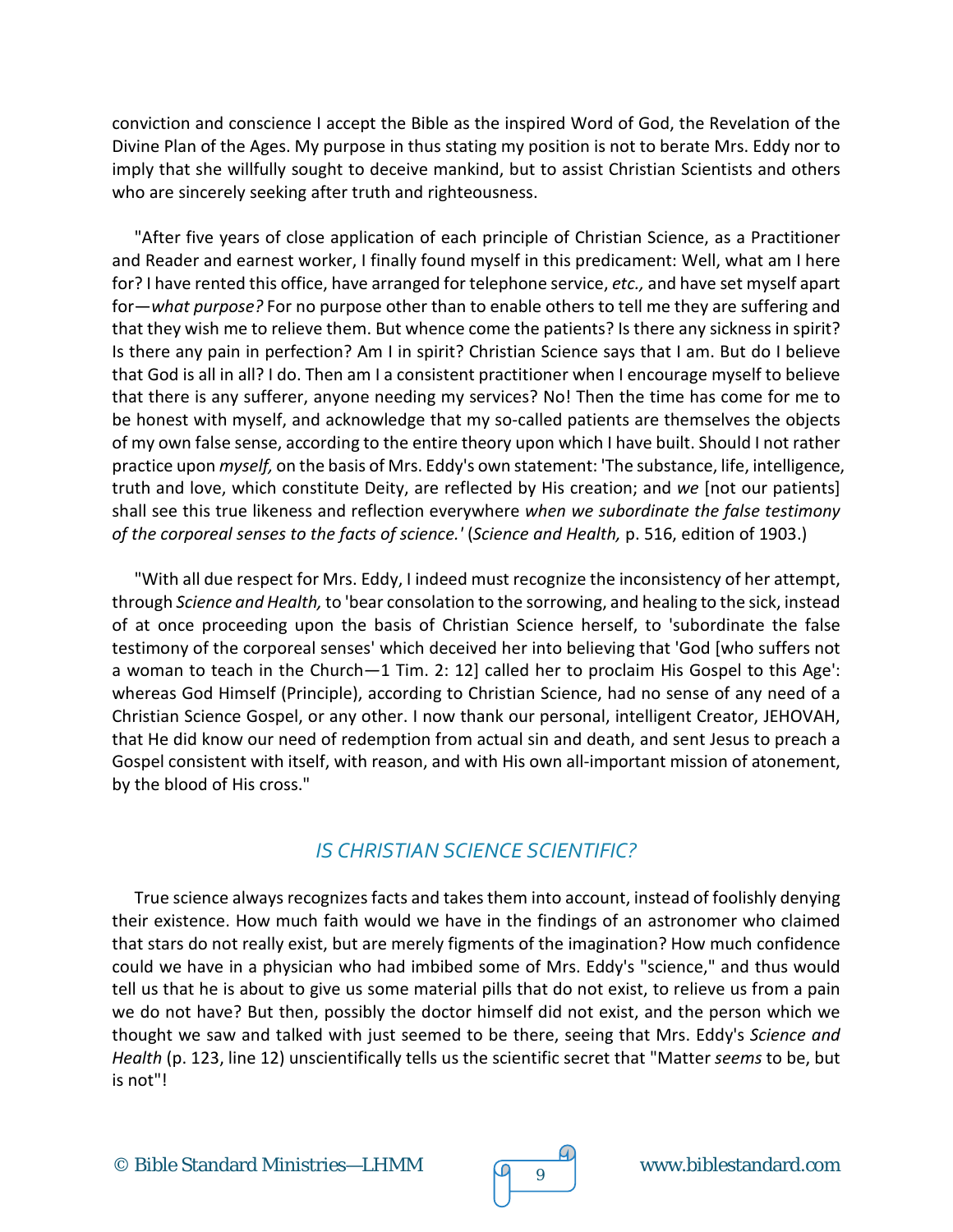conviction and conscience I accept the Bible as the inspired Word of God, the Revelation of the Divine Plan of the Ages. My purpose in thus stating my position is not to berate Mrs. Eddy nor to imply that she willfully sought to deceive mankind, but to assist Christian Scientists and others who are sincerely seeking after truth and righteousness.

"After five years of close application of each principle of Christian Science, as a Practitioner and Reader and earnest worker, I finally found myself in this predicament: Well, what am I here for? I have rented this office, have arranged for telephone service, *etc.,* and have set myself apart for—*what purpose?* For no purpose other than to enable others to tell me they are suffering and that they wish me to relieve them. But whence come the patients? Is there any sickness in spirit? Is there any pain in perfection? Am I in spirit? Christian Science says that I am. But do I believe that God is all in all? I do. Then am I a consistent practitioner when I encourage myself to believe that there is any sufferer, anyone needing my services? No! Then the time has come for me to be honest with myself, and acknowledge that my so-called patients are themselves the objects of my own false sense, according to the entire theory upon which I have built. Should I not rather practice upon *myself,* on the basis of Mrs. Eddy's own statement: 'The substance, life, intelligence, truth and love, which constitute Deity, are reflected by His creation; and *we* [not our patients] shall see this true likeness and reflection everywhere *when we subordinate the false testimony of the corporeal senses to the facts of science.'* (*Science and Health,* p. 516, edition of 1903.)

"With all due respect for Mrs. Eddy, I indeed must recognize the inconsistency of her attempt, through *Science and Health,* to 'bear consolation to the sorrowing, and healing to the sick, instead of at once proceeding upon the basis of Christian Science herself, to 'subordinate the false testimony of the corporeal senses' which deceived her into believing that 'God [who suffers not a woman to teach in the Church—1 Tim. 2: 12] called her to proclaim His Gospel to this Age': whereas God Himself (Principle), according to Christian Science, had no sense of any need of a Christian Science Gospel, or any other. I now thank our personal, intelligent Creator, JEHOVAH, that He did know our need of redemption from actual sin and death, and sent Jesus to preach a Gospel consistent with itself, with reason, and with His own all-important mission of atonement, by the blood of His cross."

## *IS CHRISTIAN SCIENCE SCIENTIFIC?*

True science always recognizes facts and takes them into account, instead of foolishly denying their existence. How much faith would we have in the findings of an astronomer who claimed that stars do not really exist, but are merely figments of the imagination? How much confidence could we have in a physician who had imbibed some of Mrs. Eddy's "science," and thus would tell us that he is about to give us some material pills that do not exist, to relieve us from a pain we do not have? But then, possibly the doctor himself did not exist, and the person which we thought we saw and talked with just seemed to be there, seeing that Mrs. Eddy's *Science and Health* (p. 123, line 12) unscientifically tells us the scientific secret that "Matter *seems* to be, but is not"!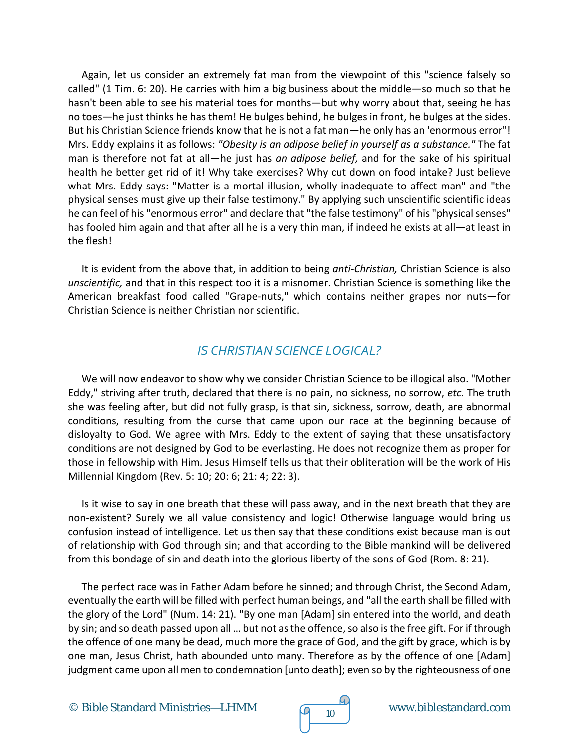Again, let us consider an extremely fat man from the viewpoint of this "science falsely so called" (1 Tim. 6: 20). He carries with him a big business about the middle—so much so that he hasn't been able to see his material toes for months—but why worry about that, seeing he has no toes—he just thinks he has them! He bulges behind, he bulges in front, he bulges at the sides. But his Christian Science friends know that he is not a fat man—he only has an 'enormous error"! Mrs. Eddy explains it as follows: *"Obesity is an adipose belief in yourself as a substance."* The fat man is therefore not fat at all—he just has *an adipose belief,* and for the sake of his spiritual health he better get rid of it! Why take exercises? Why cut down on food intake? Just believe what Mrs. Eddy says: "Matter is a mortal illusion, wholly inadequate to affect man" and "the physical senses must give up their false testimony." By applying such unscientific scientific ideas he can feel of his "enormous error" and declare that "the false testimony" of his "physical senses" has fooled him again and that after all he is a very thin man, if indeed he exists at all—at least in the flesh!

It is evident from the above that, in addition to being *anti-Christian,* Christian Science is also *unscientific,* and that in this respect too it is a misnomer. Christian Science is something like the American breakfast food called "Grape-nuts," which contains neither grapes nor nuts—for Christian Science is neither Christian nor scientific.

## *IS CHRISTIAN SCIENCE LOGICAL?*

We will now endeavor to show why we consider Christian Science to be illogical also. "Mother Eddy," striving after truth, declared that there is no pain, no sickness, no sorrow, *etc.* The truth she was feeling after, but did not fully grasp, is that sin, sickness, sorrow, death, are abnormal conditions, resulting from the curse that came upon our race at the beginning because of disloyalty to God. We agree with Mrs. Eddy to the extent of saying that these unsatisfactory conditions are not designed by God to be everlasting. He does not recognize them as proper for those in fellowship with Him. Jesus Himself tells us that their obliteration will be the work of His Millennial Kingdom (Rev. 5: 10; 20: 6; 21: 4; 22: 3).

Is it wise to say in one breath that these will pass away, and in the next breath that they are non-existent? Surely we all value consistency and logic! Otherwise language would bring us confusion instead of intelligence. Let us then say that these conditions exist because man is out of relationship with God through sin; and that according to the Bible mankind will be delivered from this bondage of sin and death into the glorious liberty of the sons of God (Rom. 8: 21).

The perfect race was in Father Adam before he sinned; and through Christ, the Second Adam, eventually the earth will be filled with perfect human beings, and "all the earth shall be filled with the glory of the Lord" (Num. 14: 21). "By one man [Adam] sin entered into the world, and death by sin; and so death passed upon all … but not as the offence, so also is the free gift. For if through the offence of one many be dead, much more the grace of God, and the gift by grace, which is by one man, Jesus Christ, hath abounded unto many. Therefore as by the offence of one [Adam] judgment came upon all men to condemnation [unto death]; even so by the righteousness of one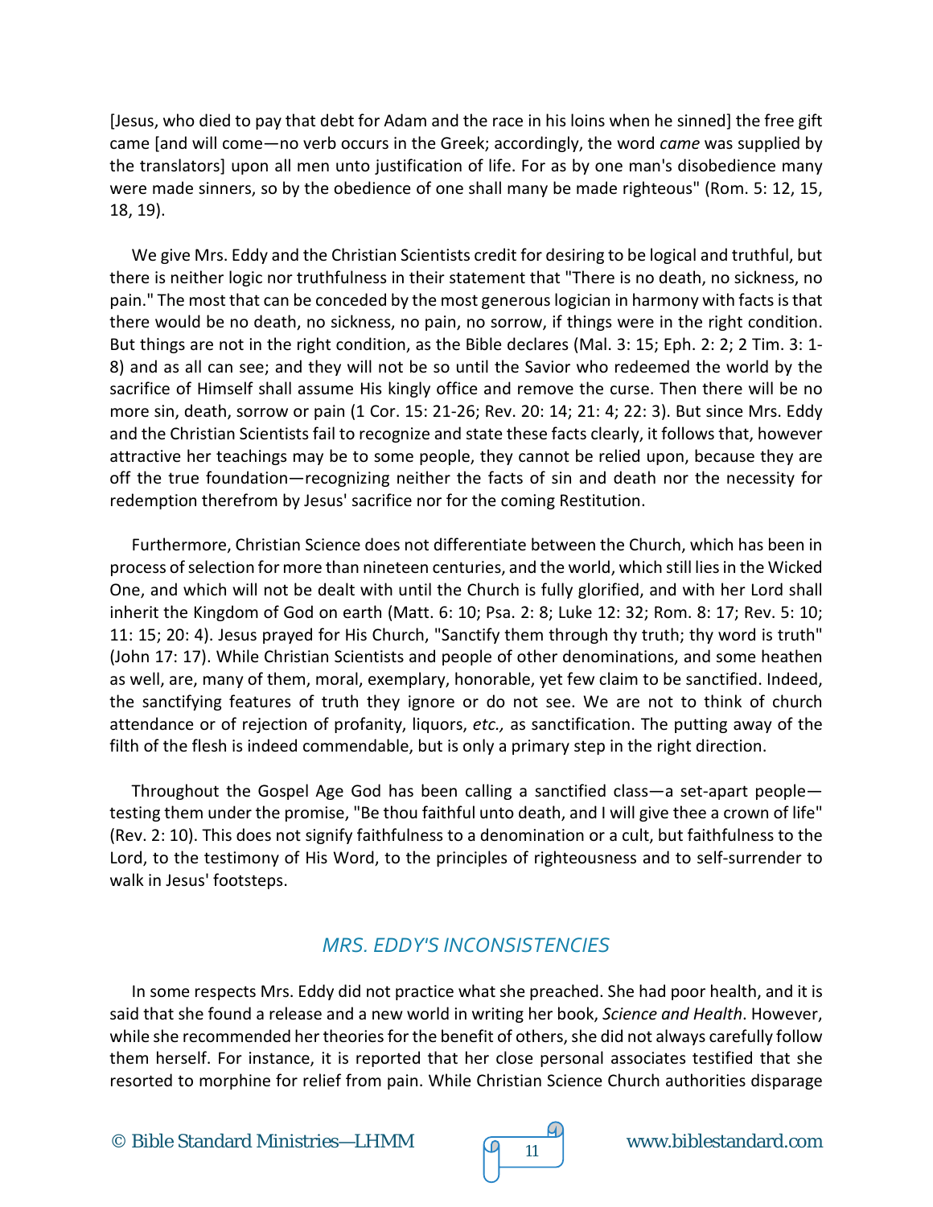[Jesus, who died to pay that debt for Adam and the race in his loins when he sinned] the free gift came [and will come—no verb occurs in the Greek; accordingly, the word *came* was supplied by the translators] upon all men unto justification of life. For as by one man's disobedience many were made sinners, so by the obedience of one shall many be made righteous" (Rom. 5: 12, 15, 18, 19).

We give Mrs. Eddy and the Christian Scientists credit for desiring to be logical and truthful, but there is neither logic nor truthfulness in their statement that "There is no death, no sickness, no pain." The most that can be conceded by the most generous logician in harmony with facts is that there would be no death, no sickness, no pain, no sorrow, if things were in the right condition. But things are not in the right condition, as the Bible declares (Mal. 3: 15; Eph. 2: 2; 2 Tim. 3: 1-8) and as all can see; and they will not be so until the Savior who redeemed the world by the sacrifice of Himself shall assume His kingly office and remove the curse. Then there will be no more sin, death, sorrow or pain (1 Cor. 15: 21-26; Rev. 20: 14; 21: 4; 22: 3). But since Mrs. Eddy and the Christian Scientists fail to recognize and state these facts clearly, it follows that, however attractive her teachings may be to some people, they cannot be relied upon, because they are off the true foundation—recognizing neither the facts of sin and death nor the necessity for redemption therefrom by Jesus' sacrifice nor for the coming Restitution.

Furthermore, Christian Science does not differentiate between the Church, which has been in process of selection for more than nineteen centuries, and the world, which still lies in the Wicked One, and which will not be dealt with until the Church is fully glorified, and with her Lord shall inherit the Kingdom of God on earth (Matt. 6: 10; Psa. 2: 8; Luke 12: 32; Rom. 8: 17; Rev. 5: 10; 11: 15; 20: 4). Jesus prayed for His Church, "Sanctify them through thy truth; thy word is truth" (John 17: 17). While Christian Scientists and people of other denominations, and some heathen as well, are, many of them, moral, exemplary, honorable, yet few claim to be sanctified. Indeed, the sanctifying features of truth they ignore or do not see. We are not to think of church attendance or of rejection of profanity, liquors, *etc.,* as sanctification. The putting away of the filth of the flesh is indeed commendable, but is only a primary step in the right direction.

Throughout the Gospel Age God has been calling a sanctified class—a set-apart people—testing them under the promise, "Be thou faithful unto death, and I will give thee a crown of life" (Rev. 2: 10). This does not signify faithfulness to a denomination or a cult, but faithfulness to the Lord, to the testimony of His Word, to the principles of righteousness and to self-surrender to walk in Jesus' footsteps.

## *MRS. EDDY'S INCONSISTENCIES*

In some respects Mrs. Eddy did not practice what she preached. She had poor health, and it is said that she found a release and a new world in writing her book, *Science and Health*. However, while she recommended her theories for the benefit of others, she did not always carefully follow them herself. For instance, it is reported that her close personal associates testified that she resorted to morphine for relief from pain. While Christian Science Church authorities disparage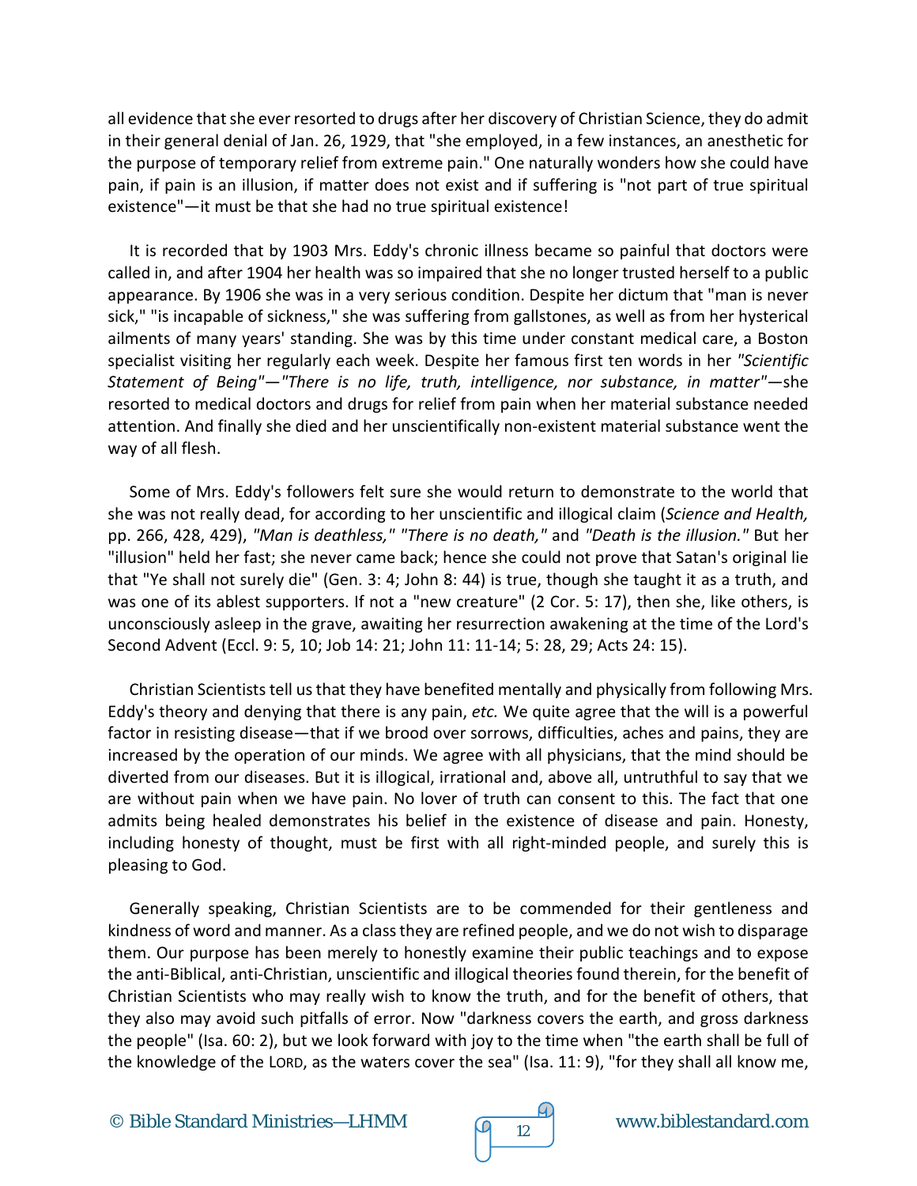all evidence that she ever resorted to drugs after her discovery of Christian Science, they do admit in their general denial of Jan. 26, 1929, that "she employed, in a few instances, an anesthetic for the purpose of temporary relief from extreme pain." One naturally wonders how she could have pain, if pain is an illusion, if matter does not exist and if suffering is "not part of true spiritual existence"—it must be that she had no true spiritual existence!

It is recorded that by 1903 Mrs. Eddy's chronic illness became so painful that doctors were called in, and after 1904 her health was so impaired that she no longer trusted herself to a public appearance. By 1906 she was in a very serious condition. Despite her dictum that "man is never sick," "is incapable of sickness," she was suffering from gallstones, as well as from her hysterical ailments of many years' standing. She was by this time under constant medical care, a Boston specialist visiting her regularly each week. Despite her famous first ten words in her *"Scientific Statement of Being"—"There is no life, truth, intelligence, nor substance, in matter"*—she resorted to medical doctors and drugs for relief from pain when her material substance needed attention. And finally she died and her unscientifically non-existent material substance went the way of all flesh.

Some of Mrs. Eddy's followers felt sure she would return to demonstrate to the world that she was not really dead, for according to her unscientific and illogical claim (*Science and Health,* pp. 266, 428, 429), *"Man is deathless," "There is no death,"* and *"Death is the illusion."* But her "illusion" held her fast; she never came back; hence she could not prove that Satan's original lie that "Ye shall not surely die" (Gen. 3: 4; John 8: 44) is true, though she taught it as a truth, and was one of its ablest supporters. If not a "new creature" (2 Cor. 5: 17), then she, like others, is unconsciously asleep in the grave, awaiting her resurrection awakening at the time of the Lord's Second Advent (Eccl. 9: 5, 10; Job 14: 21; John 11: 11-14; 5: 28, 29; Acts 24: 15).

Christian Scientists tell us that they have benefited mentally and physically from following Mrs. Eddy's theory and denying that there is any pain, *etc.* We quite agree that the will is a powerful factor in resisting disease—that if we brood over sorrows, difficulties, aches and pains, they are increased by the operation of our minds. We agree with all physicians, that the mind should be diverted from our diseases. But it is illogical, irrational and, above all, untruthful to say that we are without pain when we have pain. No lover of truth can consent to this. The fact that one admits being healed demonstrates his belief in the existence of disease and pain. Honesty, including honesty of thought, must be first with all right-minded people, and surely this is pleasing to God.

Generally speaking, Christian Scientists are to be commended for their gentleness and kindness of word and manner. As a class they are refined people, and we do not wish to disparage them. Our purpose has been merely to honestly examine their public teachings and to expose the anti-Biblical, anti-Christian, unscientific and illogical theories found therein, for the benefit of Christian Scientists who may really wish to know the truth, and for the benefit of others, that they also may avoid such pitfalls of error. Now "darkness covers the earth, and gross darkness the people" (Isa. 60: 2), but we look forward with joy to the time when "the earth shall be full of the knowledge of the LORD, as the waters cover the sea" (Isa. 11: 9), "for they shall all know me,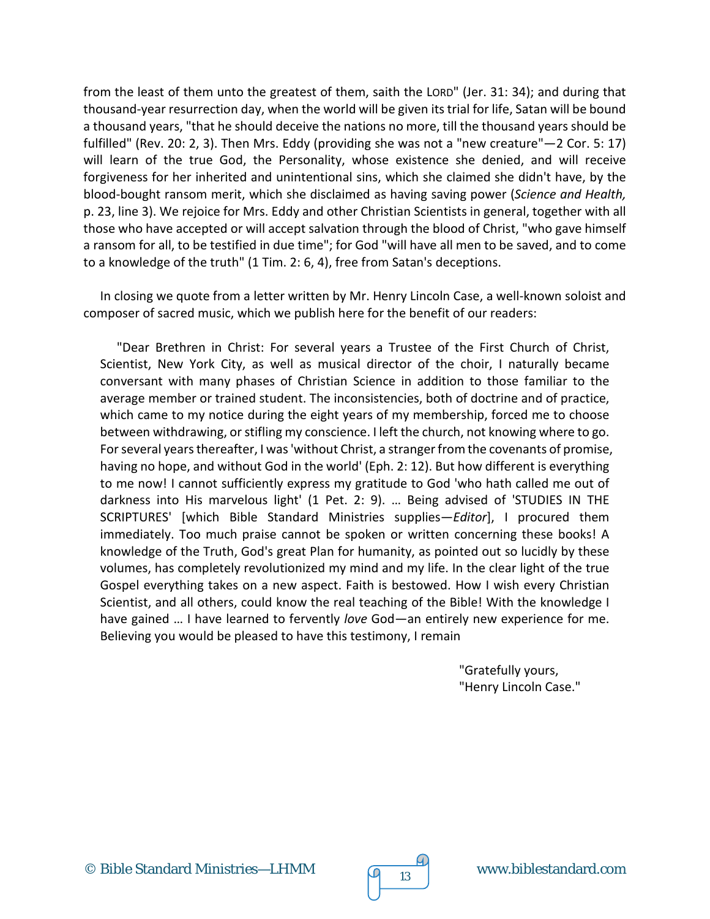from the least of them unto the greatest of them, saith the LORD" (Jer. 31: 34); and during that thousand-year resurrection day, when the world will be given its trial for life, Satan will be bound a thousand years, "that he should deceive the nations no more, till the thousand years should be fulfilled" (Rev. 20: 2, 3). Then Mrs. Eddy (providing she was not a "new creature"—2 Cor. 5: 17) will learn of the true God, the Personality, whose existence she denied, and will receive forgiveness for her inherited and unintentional sins, which she claimed she didn't have, by the blood-bought ransom merit, which she disclaimed as having saving power (*Science and Health,* p. 23, line 3). We rejoice for Mrs. Eddy and other Christian Scientists in general, together with all those who have accepted or will accept salvation through the blood of Christ, "who gave himself a ransom for all, to be testified in due time"; for God "will have all men to be saved, and to come to a knowledge of the truth" (1 Tim. 2: 6, 4), free from Satan's deceptions.

In closing we quote from a letter written by Mr. Henry Lincoln Case, a well-known soloist and composer of sacred music, which we publish here for the benefit of our readers:

> "Dear Brethren in Christ: For several years a Trustee of the First Church of Christ, Scientist, New York City, as well as musical director of the choir, I naturally became conversant with many phases of Christian Science in addition to those familiar to the average member or trained student. The inconsistencies, both of doctrine and of practice, which came to my notice during the eight years of my membership, forced me to choose between withdrawing, or stifling my conscience. I left the church, not knowing where to go. For several years thereafter, I was 'without Christ, a stranger from the covenants of promise, having no hope, and without God in the world' (Eph. 2: 12). But how different is everything to me now! I cannot sufficiently express my gratitude to God 'who hath called me out of darkness into His marvelous light' (1 Pet. 2: 9). … Being advised of 'STUDIES IN THE SCRIPTURES' [which Bible Standard Ministries supplies—*Editor*], I procured them immediately. Too much praise cannot be spoken or written concerning these books! A knowledge of the Truth, God's great Plan for humanity, as pointed out so lucidly by these volumes, has completely revolutionized my mind and my life. In the clear light of the true Gospel everything takes on a new aspect. Faith is bestowed. How I wish every Christian Scientist, and all others, could know the real teaching of the Bible! With the knowledge I have gained … I have learned to fervently *love* God—an entirely new experience for me. Believing you would be pleased to have this testimony, I remain
>
> "Gratefully yours,
> "Henry Lincoln Case."